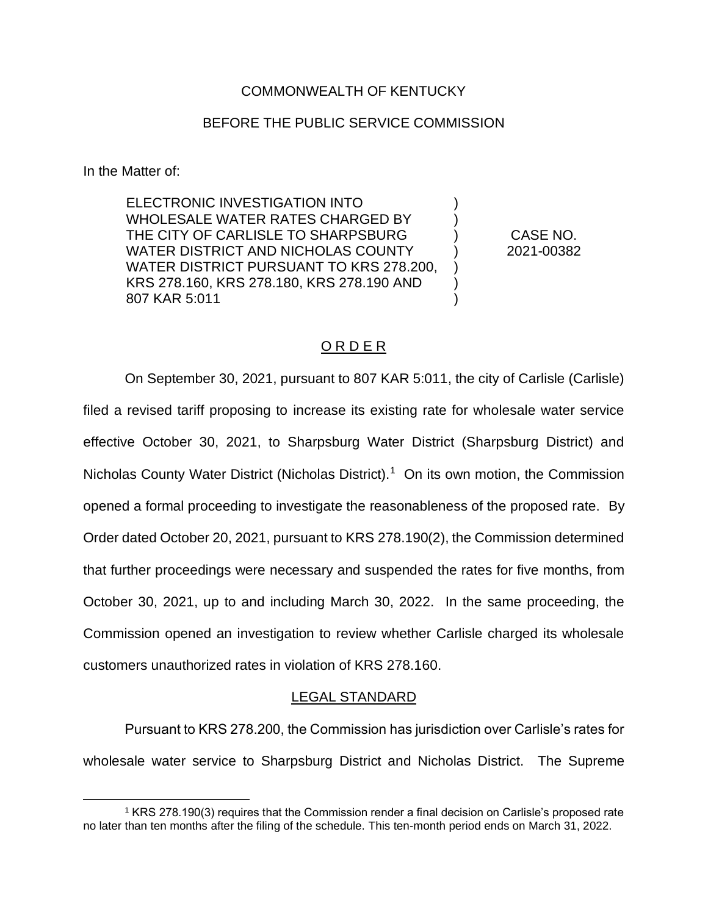COMMONWEALTH OF KENTUCKY

BEFORE THE PUBLIC SERVICE COMMISSION

In the Matter of:

| | | |
|---|---|---|
| ELECTRONIC INVESTIGATION INTO WHOLESALE WATER RATES CHARGED BY THE CITY OF CARLISLE TO SHARPSBURG WATER DISTRICT AND NICHOLAS COUNTY WATER DISTRICT PURSUANT TO KRS 278.200, KRS 278.160, KRS 278.180, KRS 278.190 AND 807 KAR 5:011 | ) | CASE NO. 2021-00382 |

## O R D E R

On September 30, 2021, pursuant to 807 KAR 5:011, the city of Carlisle (Carlisle) filed a revised tariff proposing to increase its existing rate for wholesale water service effective October 30, 2021, to Sharpsburg Water District (Sharpsburg District) and Nicholas County Water District (Nicholas District).[1] On its own motion, the Commission opened a formal proceeding to investigate the reasonableness of the proposed rate. By Order dated October 20, 2021, pursuant to KRS 278.190(2), the Commission determined that further proceedings were necessary and suspended the rates for five months, from October 30, 2021, up to and including March 30, 2022. In the same proceeding, the Commission opened an investigation to review whether Carlisle charged its wholesale customers unauthorized rates in violation of KRS 278.160.

## LEGAL STANDARD

Pursuant to KRS 278.200, the Commission has jurisdiction over Carlisle's rates for wholesale water service to Sharpsburg District and Nicholas District. The Supreme

[1] KRS 278.190(3) requires that the Commission render a final decision on Carlisle's proposed rate no later than ten months after the filing of the schedule. This ten-month period ends on March 31, 2022.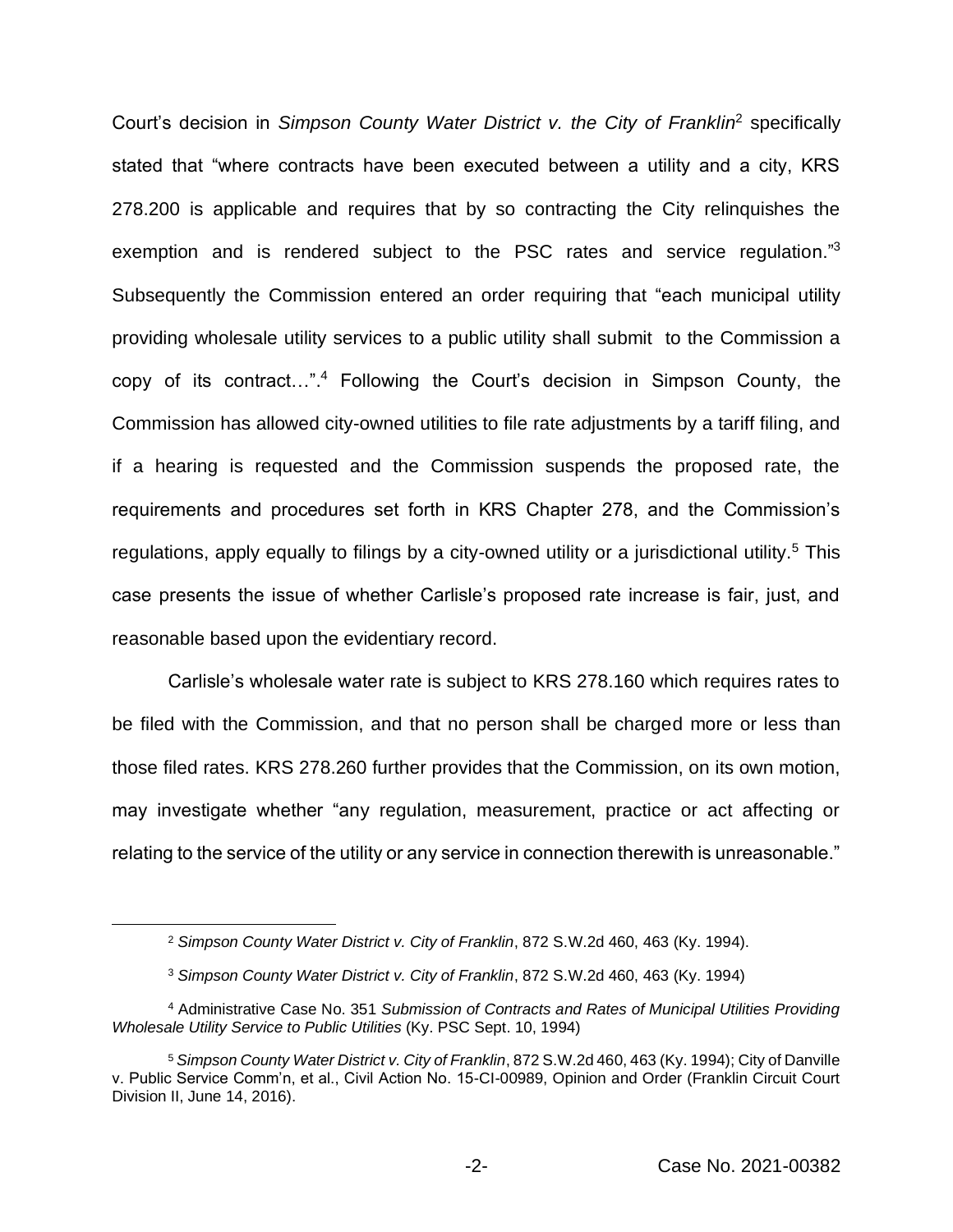Court's decision in *Simpson County Water District v. the City of Franklin*[2] specifically stated that "where contracts have been executed between a utility and a city, KRS 278.200 is applicable and requires that by so contracting the City relinquishes the exemption and is rendered subject to the PSC rates and service regulation."[3] Subsequently the Commission entered an order requiring that "each municipal utility providing wholesale utility services to a public utility shall submit to the Commission a copy of its contract…".[4] Following the Court's decision in Simpson County, the Commission has allowed city-owned utilities to file rate adjustments by a tariff filing, and if a hearing is requested and the Commission suspends the proposed rate, the requirements and procedures set forth in KRS Chapter 278, and the Commission's regulations, apply equally to filings by a city-owned utility or a jurisdictional utility.[5] This case presents the issue of whether Carlisle's proposed rate increase is fair, just, and reasonable based upon the evidentiary record.

Carlisle's wholesale water rate is subject to KRS 278.160 which requires rates to be filed with the Commission, and that no person shall be charged more or less than those filed rates. KRS 278.260 further provides that the Commission, on its own motion, may investigate whether "any regulation, measurement, practice or act affecting or relating to the service of the utility or any service in connection therewith is unreasonable."

---

[2] *Simpson County Water District v. City of Franklin*, 872 S.W.2d 460, 463 (Ky. 1994).

[3] *Simpson County Water District v. City of Franklin*, 872 S.W.2d 460, 463 (Ky. 1994)

[4] Administrative Case No. 351 *Submission of Contracts and Rates of Municipal Utilities Providing Wholesale Utility Service to Public Utilities* (Ky. PSC Sept. 10, 1994)

[5] *Simpson County Water District v. City of Franklin*, 872 S.W.2d 460, 463 (Ky. 1994); City of Danville v. Public Service Comm'n, et al., Civil Action No. 15-CI-00989, Opinion and Order (Franklin Circuit Court Division II, June 14, 2016).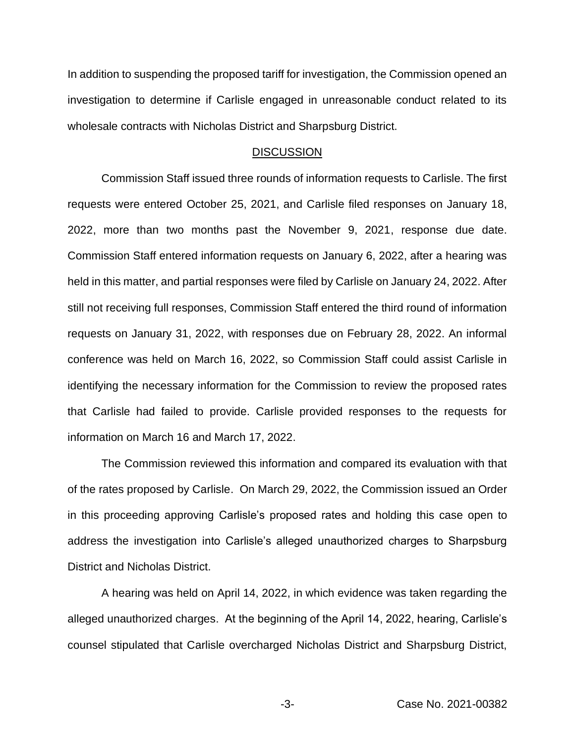In addition to suspending the proposed tariff for investigation, the Commission opened an investigation to determine if Carlisle engaged in unreasonable conduct related to its wholesale contracts with Nicholas District and Sharpsburg District.

## DISCUSSION

Commission Staff issued three rounds of information requests to Carlisle. The first requests were entered October 25, 2021, and Carlisle filed responses on January 18, 2022, more than two months past the November 9, 2021, response due date. Commission Staff entered information requests on January 6, 2022, after a hearing was held in this matter, and partial responses were filed by Carlisle on January 24, 2022. After still not receiving full responses, Commission Staff entered the third round of information requests on January 31, 2022, with responses due on February 28, 2022. An informal conference was held on March 16, 2022, so Commission Staff could assist Carlisle in identifying the necessary information for the Commission to review the proposed rates that Carlisle had failed to provide. Carlisle provided responses to the requests for information on March 16 and March 17, 2022.

The Commission reviewed this information and compared its evaluation with that of the rates proposed by Carlisle. On March 29, 2022, the Commission issued an Order in this proceeding approving Carlisle's proposed rates and holding this case open to address the investigation into Carlisle's alleged unauthorized charges to Sharpsburg District and Nicholas District.

A hearing was held on April 14, 2022, in which evidence was taken regarding the alleged unauthorized charges. At the beginning of the April 14, 2022, hearing, Carlisle's counsel stipulated that Carlisle overcharged Nicholas District and Sharpsburg District,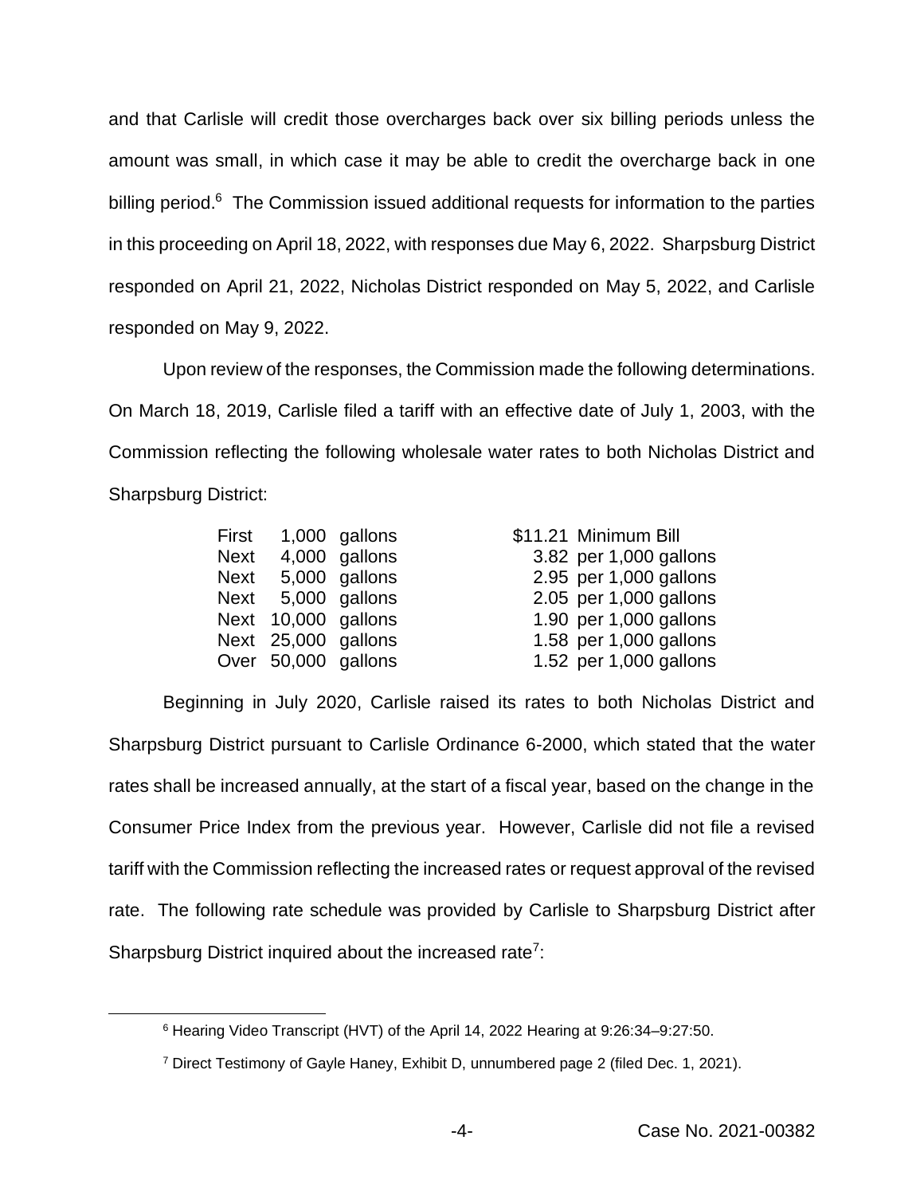and that Carlisle will credit those overcharges back over six billing periods unless the amount was small, in which case it may be able to credit the overcharge back in one billing period.[6] The Commission issued additional requests for information to the parties in this proceeding on April 18, 2022, with responses due May 6, 2022. Sharpsburg District responded on April 21, 2022, Nicholas District responded on May 5, 2022, and Carlisle responded on May 9, 2022.

Upon review of the responses, the Commission made the following determinations. On March 18, 2019, Carlisle filed a tariff with an effective date of July 1, 2003, with the Commission reflecting the following wholesale water rates to both Nicholas District and Sharpsburg District:

| | | |
|---|---|---|
| First | 1,000 gallons | \$11.21 Minimum Bill |
| Next | 4,000 gallons | 3.82 per 1,000 gallons |
| Next | 5,000 gallons | 2.95 per 1,000 gallons |
| Next | 5,000 gallons | 2.05 per 1,000 gallons |
| Next | 10,000 gallons | 1.90 per 1,000 gallons |
| Next | 25,000 gallons | 1.58 per 1,000 gallons |
| Over | 50,000 gallons | 1.52 per 1,000 gallons |

Beginning in July 2020, Carlisle raised its rates to both Nicholas District and Sharpsburg District pursuant to Carlisle Ordinance 6-2000, which stated that the water rates shall be increased annually, at the start of a fiscal year, based on the change in the Consumer Price Index from the previous year. However, Carlisle did not file a revised tariff with the Commission reflecting the increased rates or request approval of the revised rate. The following rate schedule was provided by Carlisle to Sharpsburg District after Sharpsburg District inquired about the increased rate[7]:

[6] Hearing Video Transcript (HVT) of the April 14, 2022 Hearing at 9:26:34–9:27:50.

[7] Direct Testimony of Gayle Haney, Exhibit D, unnumbered page 2 (filed Dec. 1, 2021).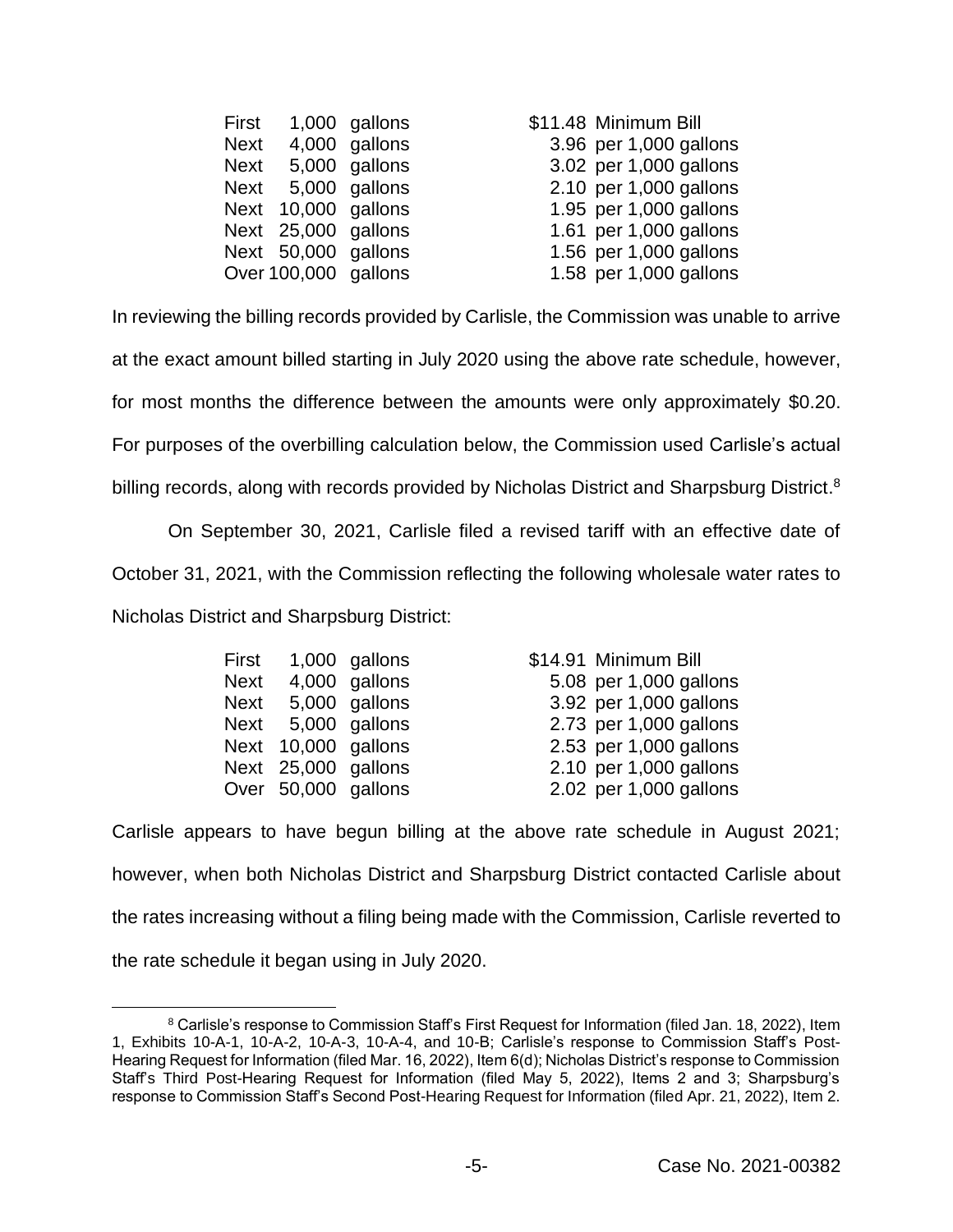| | | |
|---|---|---|
| First | 1,000 gallons | \$11.48 Minimum Bill |
| Next | 4,000 gallons | 3.96 per 1,000 gallons |
| Next | 5,000 gallons | 3.02 per 1,000 gallons |
| Next | 5,000 gallons | 2.10 per 1,000 gallons |
| Next | 10,000 gallons | 1.95 per 1,000 gallons |
| Next | 25,000 gallons | 1.61 per 1,000 gallons |
| Next | 50,000 gallons | 1.56 per 1,000 gallons |
| Over | 100,000 gallons | 1.58 per 1,000 gallons |

In reviewing the billing records provided by Carlisle, the Commission was unable to arrive at the exact amount billed starting in July 2020 using the above rate schedule, however, for most months the difference between the amounts were only approximately \$0.20. For purposes of the overbilling calculation below, the Commission used Carlisle's actual billing records, along with records provided by Nicholas District and Sharpsburg District.[8]

On September 30, 2021, Carlisle filed a revised tariff with an effective date of October 31, 2021, with the Commission reflecting the following wholesale water rates to Nicholas District and Sharpsburg District:

| | | |
|---|---|---|
| First | 1,000 gallons | \$14.91 Minimum Bill |
| Next | 4,000 gallons | 5.08 per 1,000 gallons |
| Next | 5,000 gallons | 3.92 per 1,000 gallons |
| Next | 5,000 gallons | 2.73 per 1,000 gallons |
| Next | 10,000 gallons | 2.53 per 1,000 gallons |
| Next | 25,000 gallons | 2.10 per 1,000 gallons |
| Over | 50,000 gallons | 2.02 per 1,000 gallons |

Carlisle appears to have begun billing at the above rate schedule in August 2021; however, when both Nicholas District and Sharpsburg District contacted Carlisle about the rates increasing without a filing being made with the Commission, Carlisle reverted to the rate schedule it began using in July 2020.

[8] Carlisle's response to Commission Staff's First Request for Information (filed Jan. 18, 2022), Item 1, Exhibits 10-A-1, 10-A-2, 10-A-3, 10-A-4, and 10-B; Carlisle's response to Commission Staff's Post-Hearing Request for Information (filed Mar. 16, 2022), Item 6(d); Nicholas District's response to Commission Staff's Third Post-Hearing Request for Information (filed May 5, 2022), Items 2 and 3; Sharpsburg's response to Commission Staff's Second Post-Hearing Request for Information (filed Apr. 21, 2022), Item 2.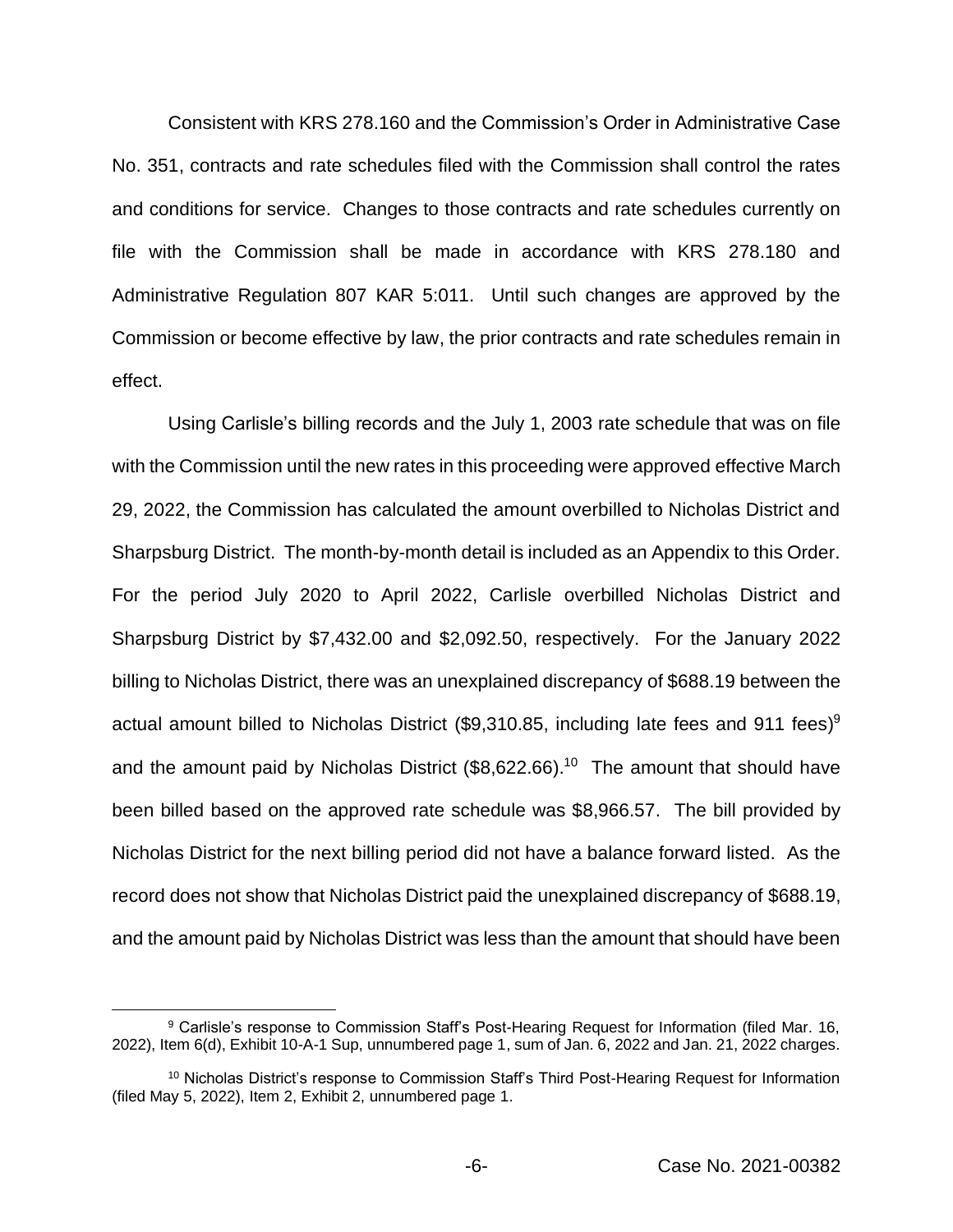Consistent with KRS 278.160 and the Commission's Order in Administrative Case No. 351, contracts and rate schedules filed with the Commission shall control the rates and conditions for service. Changes to those contracts and rate schedules currently on file with the Commission shall be made in accordance with KRS 278.180 and Administrative Regulation 807 KAR 5:011. Until such changes are approved by the Commission or become effective by law, the prior contracts and rate schedules remain in effect.

Using Carlisle's billing records and the July 1, 2003 rate schedule that was on file with the Commission until the new rates in this proceeding were approved effective March 29, 2022, the Commission has calculated the amount overbilled to Nicholas District and Sharpsburg District. The month-by-month detail is included as an Appendix to this Order. For the period July 2020 to April 2022, Carlisle overbilled Nicholas District and Sharpsburg District by $7,432.00 and $2,092.50, respectively. For the January 2022 billing to Nicholas District, there was an unexplained discrepancy of $688.19 between the actual amount billed to Nicholas District ($9,310.85, including late fees and 911 fees)[9] and the amount paid by Nicholas District ($8,622.66).[10] The amount that should have been billed based on the approved rate schedule was $8,966.57. The bill provided by Nicholas District for the next billing period did not have a balance forward listed. As the record does not show that Nicholas District paid the unexplained discrepancy of $688.19, and the amount paid by Nicholas District was less than the amount that should have been

[9] Carlisle's response to Commission Staff's Post-Hearing Request for Information (filed Mar. 16, 2022), Item 6(d), Exhibit 10-A-1 Sup, unnumbered page 1, sum of Jan. 6, 2022 and Jan. 21, 2022 charges.

[10] Nicholas District's response to Commission Staff's Third Post-Hearing Request for Information (filed May 5, 2022), Item 2, Exhibit 2, unnumbered page 1.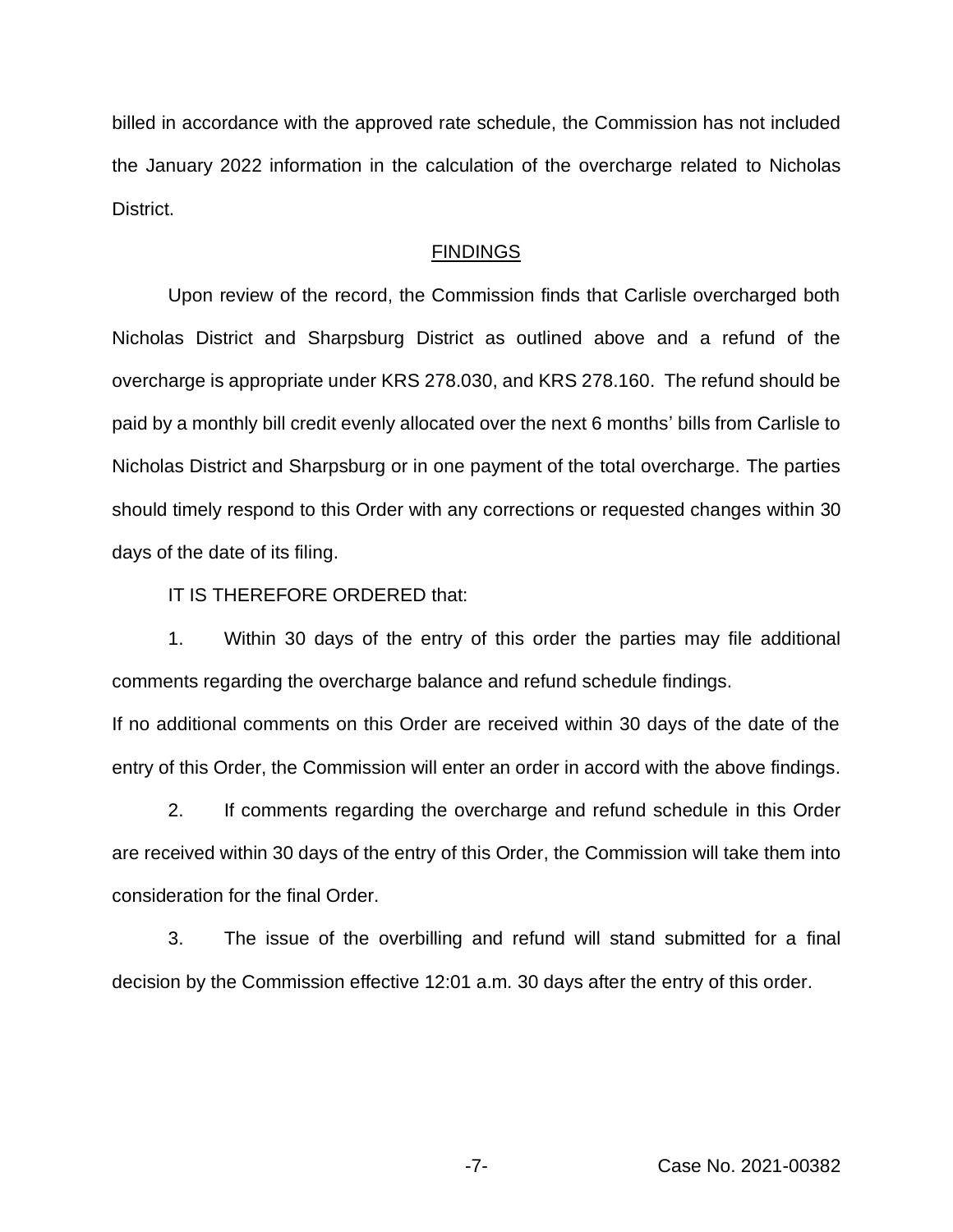billed in accordance with the approved rate schedule, the Commission has not included the January 2022 information in the calculation of the overcharge related to Nicholas District.

## FINDINGS

Upon review of the record, the Commission finds that Carlisle overcharged both Nicholas District and Sharpsburg District as outlined above and a refund of the overcharge is appropriate under KRS 278.030, and KRS 278.160. The refund should be paid by a monthly bill credit evenly allocated over the next 6 months' bills from Carlisle to Nicholas District and Sharpsburg or in one payment of the total overcharge. The parties should timely respond to this Order with any corrections or requested changes within 30 days of the date of its filing.

IT IS THEREFORE ORDERED that:

1. Within 30 days of the entry of this order the parties may file additional comments regarding the overcharge balance and refund schedule findings.

If no additional comments on this Order are received within 30 days of the date of the entry of this Order, the Commission will enter an order in accord with the above findings.

2. If comments regarding the overcharge and refund schedule in this Order are received within 30 days of the entry of this Order, the Commission will take them into consideration for the final Order.

3. The issue of the overbilling and refund will stand submitted for a final decision by the Commission effective 12:01 a.m. 30 days after the entry of this order.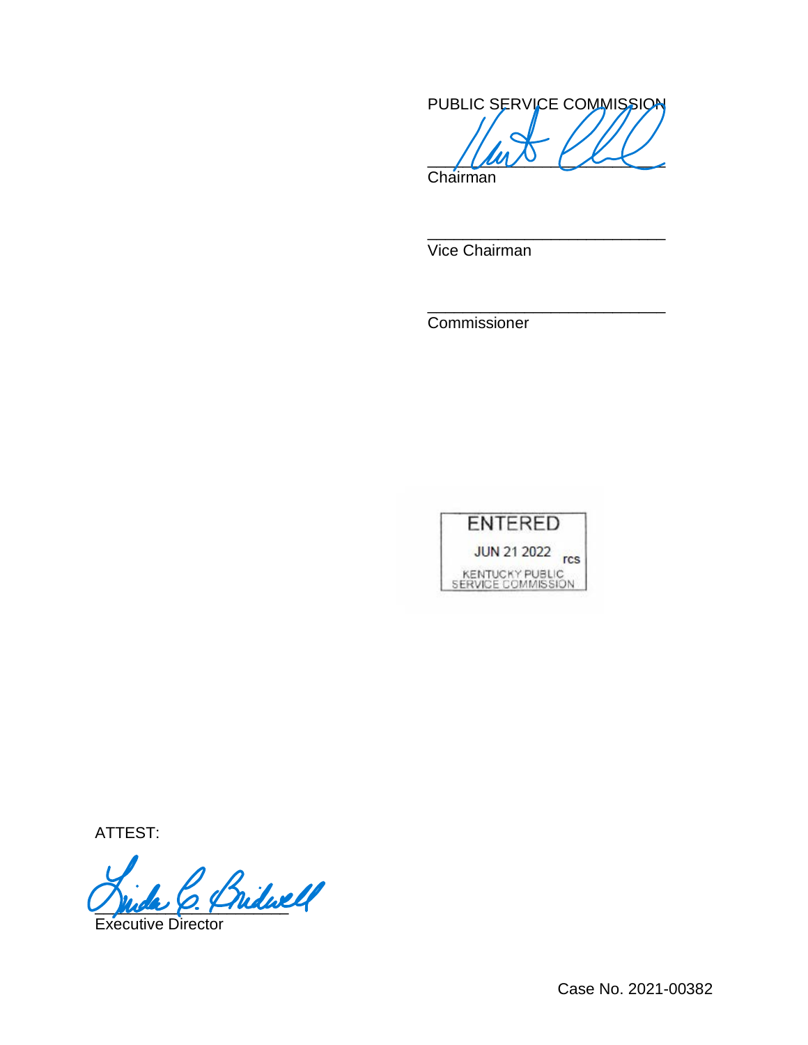PUBLIC SERVICE COMMISSION

\_\_\_\_\_\_\_\_\_\_\_\_\_\_\_\_\_\_\_\_\_\_\_\_\_\_\_\_

Chairman

\_\_\_\_\_\_\_\_\_\_\_\_\_\_\_\_\_\_\_\_\_\_\_\_\_\_\_\_

Vice Chairman

\_\_\_\_\_\_\_\_\_\_\_\_\_\_\_\_\_\_\_\_\_\_\_\_\_\_\_\_

Commissioner

ENTERED

JUN 21 2022 rcs

KENTUCKY PUBLIC SERVICE COMMISSION

ATTEST:

\_\_\_\_\_\_\_\_\_\_\_\_\_\_\_\_\_\_\_\_\_\_\_\_\_\_\_\_

Executive Director

Case No. 2021-00382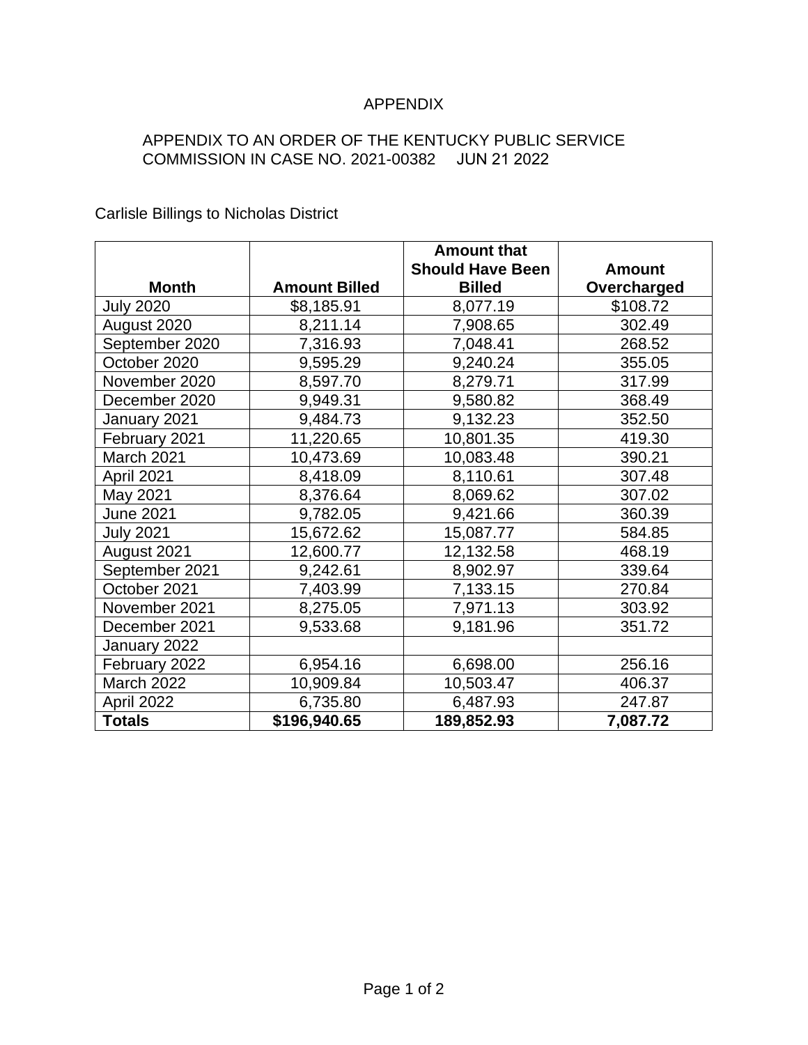APPENDIX

APPENDIX TO AN ORDER OF THE KENTUCKY PUBLIC SERVICE COMMISSION IN CASE NO. 2021-00382 JUN 21 2022

Carlisle Billings to Nicholas District

| Month | Amount Billed | Amount that Should Have Been Billed | Amount Overcharged |
|---|---|---|---|
| July 2020 | $8,185.91 | 8,077.19 | $108.72 |
| August 2020 | 8,211.14 | 7,908.65 | 302.49 |
| September 2020 | 7,316.93 | 7,048.41 | 268.52 |
| October 2020 | 9,595.29 | 9,240.24 | 355.05 |
| November 2020 | 8,597.70 | 8,279.71 | 317.99 |
| December 2020 | 9,949.31 | 9,580.82 | 368.49 |
| January 2021 | 9,484.73 | 9,132.23 | 352.50 |
| February 2021 | 11,220.65 | 10,801.35 | 419.30 |
| March 2021 | 10,473.69 | 10,083.48 | 390.21 |
| April 2021 | 8,418.09 | 8,110.61 | 307.48 |
| May 2021 | 8,376.64 | 8,069.62 | 307.02 |
| June 2021 | 9,782.05 | 9,421.66 | 360.39 |
| July 2021 | 15,672.62 | 15,087.77 | 584.85 |
| August 2021 | 12,600.77 | 12,132.58 | 468.19 |
| September 2021 | 9,242.61 | 8,902.97 | 339.64 |
| October 2021 | 7,403.99 | 7,133.15 | 270.84 |
| November 2021 | 8,275.05 | 7,971.13 | 303.92 |
| December 2021 | 9,533.68 | 9,181.96 | 351.72 |
| January 2022 | | | |
| February 2022 | 6,954.16 | 6,698.00 | 256.16 |
| March 2022 | 10,909.84 | 10,503.47 | 406.37 |
| April 2022 | 6,735.80 | 6,487.93 | 247.87 |
| **Totals** | **$196,940.65** | **189,852.93** | **7,087.72** |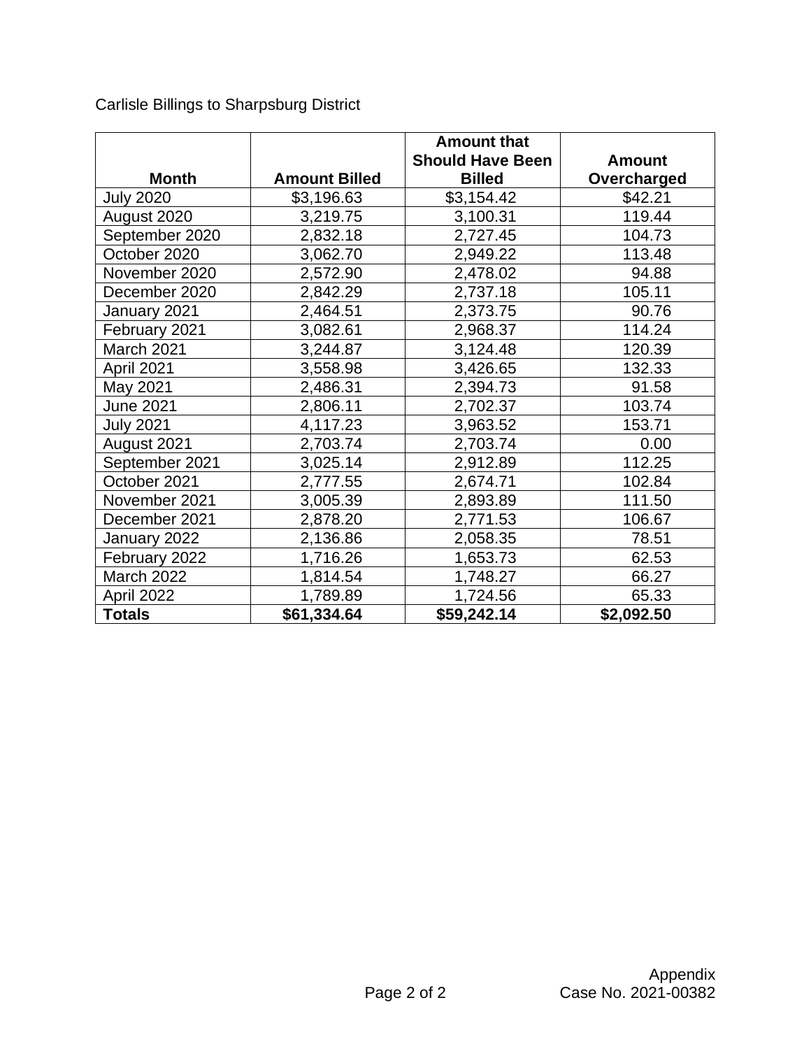Carlisle Billings to Sharpsburg District

| Month | Amount Billed | Amount that Should Have Been Billed | Amount Overcharged |
| --- | --- | --- | --- |
| July 2020 | $3,196.63 | $3,154.42 | $42.21 |
| August 2020 | 3,219.75 | 3,100.31 | 119.44 |
| September 2020 | 2,832.18 | 2,727.45 | 104.73 |
| October 2020 | 3,062.70 | 2,949.22 | 113.48 |
| November 2020 | 2,572.90 | 2,478.02 | 94.88 |
| December 2020 | 2,842.29 | 2,737.18 | 105.11 |
| January 2021 | 2,464.51 | 2,373.75 | 90.76 |
| February 2021 | 3,082.61 | 2,968.37 | 114.24 |
| March 2021 | 3,244.87 | 3,124.48 | 120.39 |
| April 2021 | 3,558.98 | 3,426.65 | 132.33 |
| May 2021 | 2,486.31 | 2,394.73 | 91.58 |
| June 2021 | 2,806.11 | 2,702.37 | 103.74 |
| July 2021 | 4,117.23 | 3,963.52 | 153.71 |
| August 2021 | 2,703.74 | 2,703.74 | 0.00 |
| September 2021 | 3,025.14 | 2,912.89 | 112.25 |
| October 2021 | 2,777.55 | 2,674.71 | 102.84 |
| November 2021 | 3,005.39 | 2,893.89 | 111.50 |
| December 2021 | 2,878.20 | 2,771.53 | 106.67 |
| January 2022 | 2,136.86 | 2,058.35 | 78.51 |
| February 2022 | 1,716.26 | 1,653.73 | 62.53 |
| March 2022 | 1,814.54 | 1,748.27 | 66.27 |
| April 2022 | 1,789.89 | 1,724.56 | 65.33 |
| **Totals** | **$61,334.64** | **$59,242.14** | **$2,092.50** |

Appendix
Case No. 2021-00382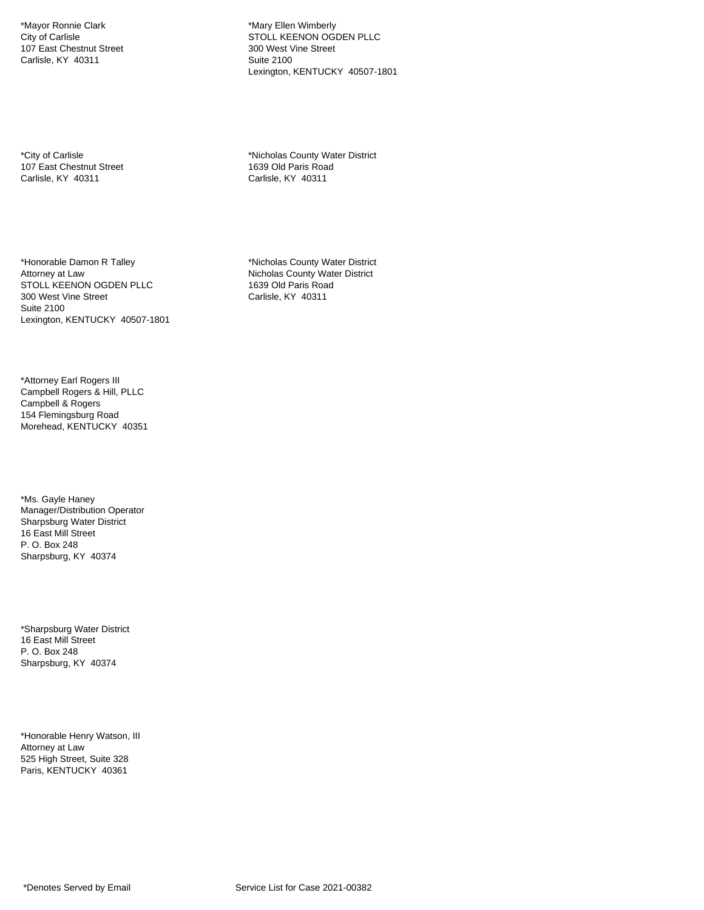*Mayor Ronnie Clark
City of Carlisle
107 East Chestnut Street
Carlisle, KY 40311

*Mary Ellen Wimberly
STOLL KEENON OGDEN PLLC
300 West Vine Street
Suite 2100
Lexington, KENTUCKY 40507-1801

*City of Carlisle
107 East Chestnut Street
Carlisle, KY 40311

*Nicholas County Water District
1639 Old Paris Road
Carlisle, KY 40311

*Honorable Damon R Talley
Attorney at Law
STOLL KEENON OGDEN PLLC
300 West Vine Street
Suite 2100
Lexington, KENTUCKY 40507-1801

*Nicholas County Water District
Nicholas County Water District
1639 Old Paris Road
Carlisle, KY 40311

*Attorney Earl Rogers III
Campbell Rogers & Hill, PLLC
Campbell & Rogers
154 Flemingsburg Road
Morehead, KENTUCKY 40351

*Ms. Gayle Haney
Manager/Distribution Operator
Sharpsburg Water District
16 East Mill Street
P. O. Box 248
Sharpsburg, KY 40374

*Sharpsburg Water District
16 East Mill Street
P. O. Box 248
Sharpsburg, KY 40374

*Honorable Henry Watson, III
Attorney at Law
525 High Street, Suite 328
Paris, KENTUCKY 40361

*Denotes Served by Email

Service List for Case 2021-00382